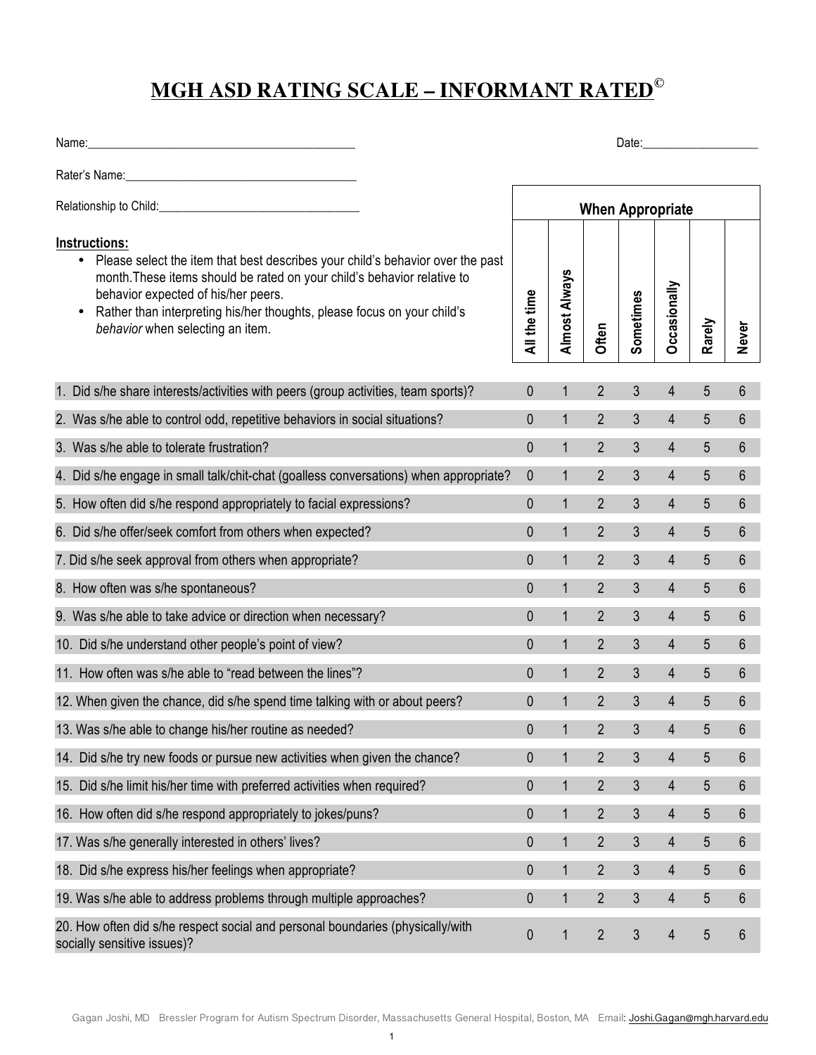# MGH ASD RATING SCALE – INFORMANT RATED©

Name:_____________________________________________ Date:___________________

Rater's Name:_______________________________________

Relationship to Child:________________________________

**Instructions:**

- Please select the item that best describes your child's behavior over the past month.These items should be rated on your child's behavior relative to behavior expected of his/her peers.
- Rather than interpreting his/her thoughts, please focus on your child's *behavior* when selecting an item.

| | When Appropriate | | | | | | |
|---|---|---|---|---|---|---|---|
| | All the time | Almost Always | Often | Sometimes | Occasionally | Rarely | Never |
| 1. Did s/he share interests/activities with peers (group activities, team sports)? | 0 | 1 | 2 | 3 | 4 | 5 | 6 |
| 2. Was s/he able to control odd, repetitive behaviors in social situations? | 0 | 1 | 2 | 3 | 4 | 5 | 6 |
| 3. Was s/he able to tolerate frustration? | 0 | 1 | 2 | 3 | 4 | 5 | 6 |
| 4. Did s/he engage in small talk/chit-chat (goalless conversations) when appropriate? | 0 | 1 | 2 | 3 | 4 | 5 | 6 |
| 5. How often did s/he respond appropriately to facial expressions? | 0 | 1 | 2 | 3 | 4 | 5 | 6 |
| 6. Did s/he offer/seek comfort from others when expected? | 0 | 1 | 2 | 3 | 4 | 5 | 6 |
| 7. Did s/he seek approval from others when appropriate? | 0 | 1 | 2 | 3 | 4 | 5 | 6 |
| 8. How often was s/he spontaneous? | 0 | 1 | 2 | 3 | 4 | 5 | 6 |
| 9. Was s/he able to take advice or direction when necessary? | 0 | 1 | 2 | 3 | 4 | 5 | 6 |
| 10. Did s/he understand other people's point of view? | 0 | 1 | 2 | 3 | 4 | 5 | 6 |
| 11. How often was s/he able to "read between the lines"? | 0 | 1 | 2 | 3 | 4 | 5 | 6 |
| 12. When given the chance, did s/he spend time talking with or about peers? | 0 | 1 | 2 | 3 | 4 | 5 | 6 |
| 13. Was s/he able to change his/her routine as needed? | 0 | 1 | 2 | 3 | 4 | 5 | 6 |
| 14. Did s/he try new foods or pursue new activities when given the chance? | 0 | 1 | 2 | 3 | 4 | 5 | 6 |
| 15. Did s/he limit his/her time with preferred activities when required? | 0 | 1 | 2 | 3 | 4 | 5 | 6 |
| 16. How often did s/he respond appropriately to jokes/puns? | 0 | 1 | 2 | 3 | 4 | 5 | 6 |
| 17. Was s/he generally interested in others' lives? | 0 | 1 | 2 | 3 | 4 | 5 | 6 |
| 18. Did s/he express his/her feelings when appropriate? | 0 | 1 | 2 | 3 | 4 | 5 | 6 |
| 19. Was s/he able to address problems through multiple approaches? | 0 | 1 | 2 | 3 | 4 | 5 | 6 |
| 20. How often did s/he respect social and personal boundaries (physically/with socially sensitive issues)? | 0 | 1 | 2 | 3 | 4 | 5 | 6 |

Gagan Joshi, MD Bressler Program for Autism Spectrum Disorder, Massachusetts General Hospital, Boston, MA Email: Joshi.Gagan@mgh.harvard.edu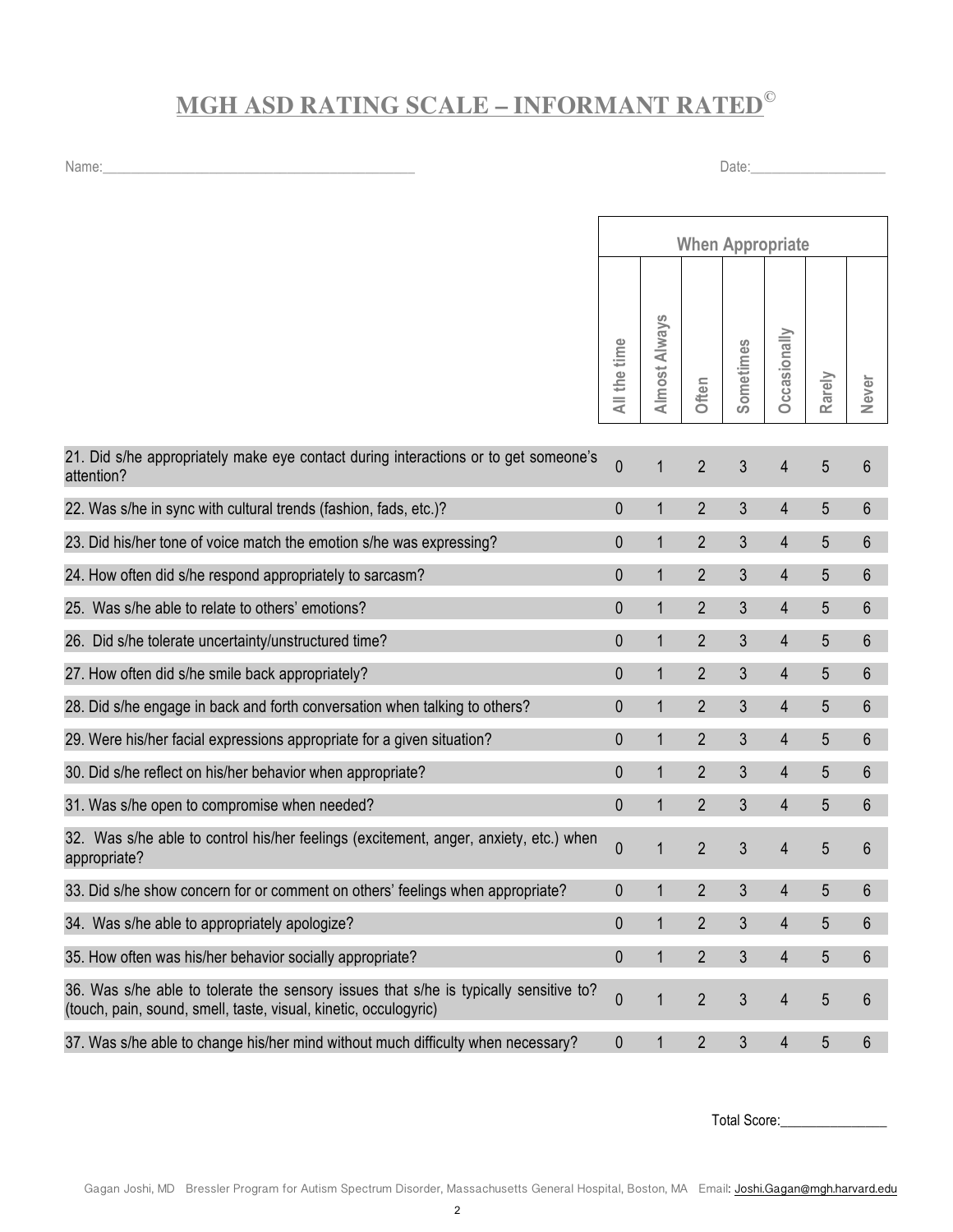# MGH ASD RATING SCALE – INFORMANT RATED©

Name:_________________________________________ Date:_________________

| | When Appropriate | | | | | | |
|---|---|---|---|---|---|---|---|
| | All the time | Almost Always | Often | Sometimes | Occasionally | Rarely | Never |
| 21. Did s/he appropriately make eye contact during interactions or to get someone's attention? | 0 | 1 | 2 | 3 | 4 | 5 | 6 |
| 22. Was s/he in sync with cultural trends (fashion, fads, etc.)? | 0 | 1 | 2 | 3 | 4 | 5 | 6 |
| 23. Did his/her tone of voice match the emotion s/he was expressing? | 0 | 1 | 2 | 3 | 4 | 5 | 6 |
| 24. How often did s/he respond appropriately to sarcasm? | 0 | 1 | 2 | 3 | 4 | 5 | 6 |
| 25. Was s/he able to relate to others' emotions? | 0 | 1 | 2 | 3 | 4 | 5 | 6 |
| 26. Did s/he tolerate uncertainty/unstructured time? | 0 | 1 | 2 | 3 | 4 | 5 | 6 |
| 27. How often did s/he smile back appropriately? | 0 | 1 | 2 | 3 | 4 | 5 | 6 |
| 28. Did s/he engage in back and forth conversation when talking to others? | 0 | 1 | 2 | 3 | 4 | 5 | 6 |
| 29. Were his/her facial expressions appropriate for a given situation? | 0 | 1 | 2 | 3 | 4 | 5 | 6 |
| 30. Did s/he reflect on his/her behavior when appropriate? | 0 | 1 | 2 | 3 | 4 | 5 | 6 |
| 31. Was s/he open to compromise when needed? | 0 | 1 | 2 | 3 | 4 | 5 | 6 |
| 32. Was s/he able to control his/her feelings (excitement, anger, anxiety, etc.) when appropriate? | 0 | 1 | 2 | 3 | 4 | 5 | 6 |
| 33. Did s/he show concern for or comment on others' feelings when appropriate? | 0 | 1 | 2 | 3 | 4 | 5 | 6 |
| 34. Was s/he able to appropriately apologize? | 0 | 1 | 2 | 3 | 4 | 5 | 6 |
| 35. How often was his/her behavior socially appropriate? | 0 | 1 | 2 | 3 | 4 | 5 | 6 |
| 36. Was s/he able to tolerate the sensory issues that s/he is typically sensitive to? (touch, pain, sound, smell, taste, visual, kinetic, occulogyric) | 0 | 1 | 2 | 3 | 4 | 5 | 6 |
| 37. Was s/he able to change his/her mind without much difficulty when necessary? | 0 | 1 | 2 | 3 | 4 | 5 | 6 |

Total Score:_______________

Gagan Joshi, MD Bressler Program for Autism Spectrum Disorder, Massachusetts General Hospital, Boston, MA Email: Joshi.Gagan@mgh.harvard.edu